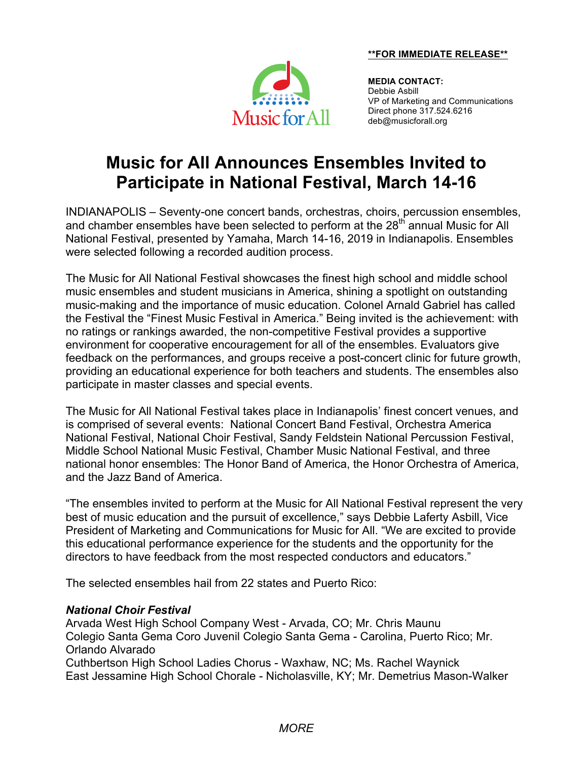**\*\*FOR IMMEDIATE RELEASE\*\***

**MEDIA CONTACT:**
Debbie Asbill
VP of Marketing and Communications
Direct phone 317.524.6216
deb@musicforall.org

# Music for All Announces Ensembles Invited to Participate in National Festival, March 14-16

INDIANAPOLIS – Seventy-one concert bands, orchestras, choirs, percussion ensembles, and chamber ensembles have been selected to perform at the 28th annual Music for All National Festival, presented by Yamaha, March 14-16, 2019 in Indianapolis. Ensembles were selected following a recorded audition process.

The Music for All National Festival showcases the finest high school and middle school music ensembles and student musicians in America, shining a spotlight on outstanding music-making and the importance of music education. Colonel Arnald Gabriel has called the Festival the "Finest Music Festival in America." Being invited is the achievement: with no ratings or rankings awarded, the non-competitive Festival provides a supportive environment for cooperative encouragement for all of the ensembles. Evaluators give feedback on the performances, and groups receive a post-concert clinic for future growth, providing an educational experience for both teachers and students. The ensembles also participate in master classes and special events.

The Music for All National Festival takes place in Indianapolis' finest concert venues, and is comprised of several events: National Concert Band Festival, Orchestra America National Festival, National Choir Festival, Sandy Feldstein National Percussion Festival, Middle School National Music Festival, Chamber Music National Festival, and three national honor ensembles: The Honor Band of America, the Honor Orchestra of America, and the Jazz Band of America.

"The ensembles invited to perform at the Music for All National Festival represent the very best of music education and the pursuit of excellence," says Debbie Laferty Asbill, Vice President of Marketing and Communications for Music for All. "We are excited to provide this educational performance experience for the students and the opportunity for the directors to have feedback from the most respected conductors and educators."

The selected ensembles hail from 22 states and Puerto Rico:

***National Choir Festival***

Arvada West High School Company West - Arvada, CO; Mr. Chris Maunu
Colegio Santa Gema Coro Juvenil Colegio Santa Gema - Carolina, Puerto Rico; Mr. Orlando Alvarado
Cuthbertson High School Ladies Chorus - Waxhaw, NC; Ms. Rachel Waynick
East Jessamine High School Chorale - Nicholasville, KY; Mr. Demetrius Mason-Walker

*MORE*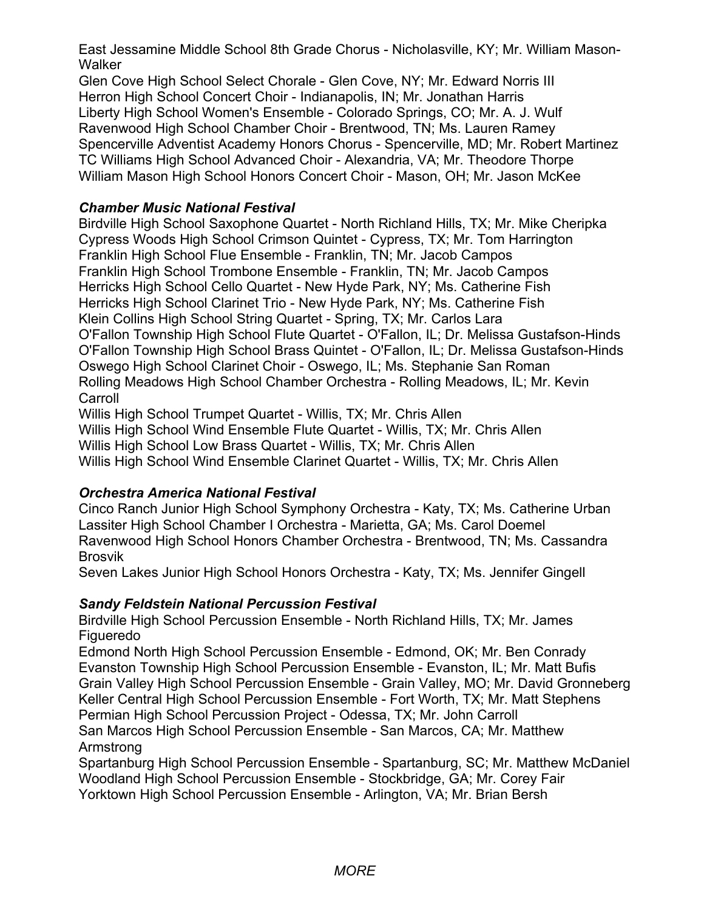East Jessamine Middle School 8th Grade Chorus - Nicholasville, KY; Mr. William Mason-Walker
Glen Cove High School Select Chorale - Glen Cove, NY; Mr. Edward Norris III
Herron High School Concert Choir - Indianapolis, IN; Mr. Jonathan Harris
Liberty High School Women's Ensemble - Colorado Springs, CO; Mr. A. J. Wulf
Ravenwood High School Chamber Choir - Brentwood, TN; Ms. Lauren Ramey
Spencerville Adventist Academy Honors Chorus - Spencerville, MD; Mr. Robert Martinez
TC Williams High School Advanced Choir - Alexandria, VA; Mr. Theodore Thorpe
William Mason High School Honors Concert Choir - Mason, OH; Mr. Jason McKee

***Chamber Music National Festival***

Birdville High School Saxophone Quartet - North Richland Hills, TX; Mr. Mike Cheripka
Cypress Woods High School Crimson Quintet - Cypress, TX; Mr. Tom Harrington
Franklin High School Flue Ensemble - Franklin, TN; Mr. Jacob Campos
Franklin High School Trombone Ensemble - Franklin, TN; Mr. Jacob Campos
Herricks High School Cello Quartet - New Hyde Park, NY; Ms. Catherine Fish
Herricks High School Clarinet Trio - New Hyde Park, NY; Ms. Catherine Fish
Klein Collins High School String Quartet - Spring, TX; Mr. Carlos Lara
O'Fallon Township High School Flute Quartet - O'Fallon, IL; Dr. Melissa Gustafson-Hinds
O'Fallon Township High School Brass Quintet - O'Fallon, IL; Dr. Melissa Gustafson-Hinds
Oswego High School Clarinet Choir - Oswego, IL; Ms. Stephanie San Roman
Rolling Meadows High School Chamber Orchestra - Rolling Meadows, IL; Mr. Kevin Carroll
Willis High School Trumpet Quartet - Willis, TX; Mr. Chris Allen
Willis High School Wind Ensemble Flute Quartet - Willis, TX; Mr. Chris Allen
Willis High School Low Brass Quartet - Willis, TX; Mr. Chris Allen
Willis High School Wind Ensemble Clarinet Quartet - Willis, TX; Mr. Chris Allen

***Orchestra America National Festival***

Cinco Ranch Junior High School Symphony Orchestra - Katy, TX; Ms. Catherine Urban
Lassiter High School Chamber I Orchestra - Marietta, GA; Ms. Carol Doemel
Ravenwood High School Honors Chamber Orchestra - Brentwood, TN; Ms. Cassandra Brosvik
Seven Lakes Junior High School Honors Orchestra - Katy, TX; Ms. Jennifer Gingell

***Sandy Feldstein National Percussion Festival***

Birdville High School Percussion Ensemble - North Richland Hills, TX; Mr. James Figueredo
Edmond North High School Percussion Ensemble - Edmond, OK; Mr. Ben Conrady
Evanston Township High School Percussion Ensemble - Evanston, IL; Mr. Matt Bufis
Grain Valley High School Percussion Ensemble - Grain Valley, MO; Mr. David Gronneberg
Keller Central High School Percussion Ensemble - Fort Worth, TX; Mr. Matt Stephens
Permian High School Percussion Project - Odessa, TX; Mr. John Carroll
San Marcos High School Percussion Ensemble - San Marcos, CA; Mr. Matthew Armstrong
Spartanburg High School Percussion Ensemble - Spartanburg, SC; Mr. Matthew McDaniel
Woodland High School Percussion Ensemble - Stockbridge, GA; Mr. Corey Fair
Yorktown High School Percussion Ensemble - Arlington, VA; Mr. Brian Bersh

*MORE*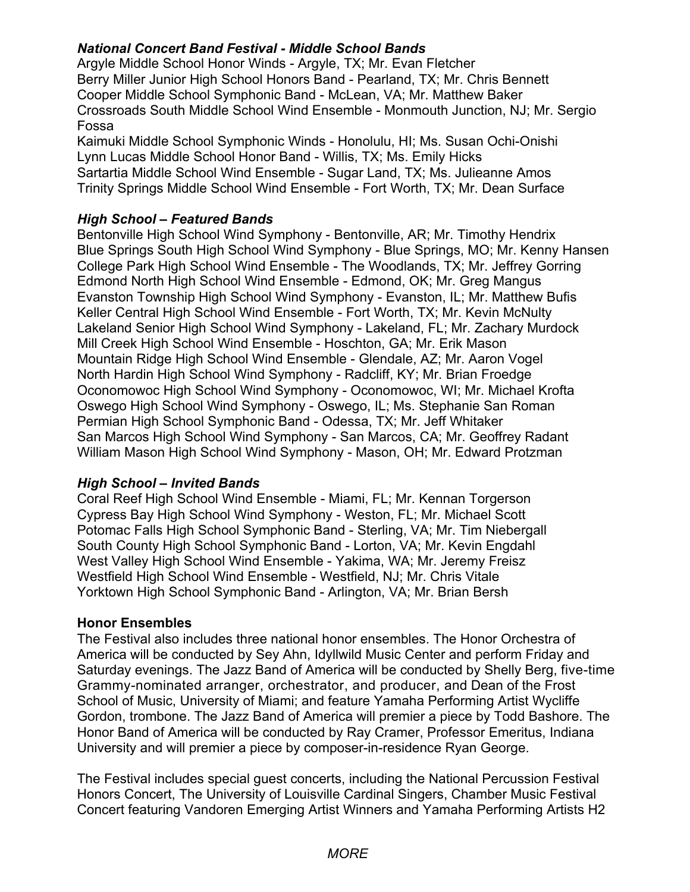### *National Concert Band Festival - Middle School Bands*

Argyle Middle School Honor Winds - Argyle, TX; Mr. Evan Fletcher
Berry Miller Junior High School Honors Band - Pearland, TX; Mr. Chris Bennett
Cooper Middle School Symphonic Band - McLean, VA; Mr. Matthew Baker
Crossroads South Middle School Wind Ensemble - Monmouth Junction, NJ; Mr. Sergio Fossa
Kaimuki Middle School Symphonic Winds - Honolulu, HI; Ms. Susan Ochi-Onishi
Lynn Lucas Middle School Honor Band - Willis, TX; Ms. Emily Hicks
Sartartia Middle School Wind Ensemble - Sugar Land, TX; Ms. Julieanne Amos
Trinity Springs Middle School Wind Ensemble - Fort Worth, TX; Mr. Dean Surface

### *High School – Featured Bands*

Bentonville High School Wind Symphony - Bentonville, AR; Mr. Timothy Hendrix
Blue Springs South High School Wind Symphony - Blue Springs, MO; Mr. Kenny Hansen
College Park High School Wind Ensemble - The Woodlands, TX; Mr. Jeffrey Gorring
Edmond North High School Wind Ensemble - Edmond, OK; Mr. Greg Mangus
Evanston Township High School Wind Symphony - Evanston, IL; Mr. Matthew Bufis
Keller Central High School Wind Ensemble - Fort Worth, TX; Mr. Kevin McNulty
Lakeland Senior High School Wind Symphony - Lakeland, FL; Mr. Zachary Murdock
Mill Creek High School Wind Ensemble - Hoschton, GA; Mr. Erik Mason
Mountain Ridge High School Wind Ensemble - Glendale, AZ; Mr. Aaron Vogel
North Hardin High School Wind Symphony - Radcliff, KY; Mr. Brian Froedge
Oconomowoc High School Wind Symphony - Oconomowoc, WI; Mr. Michael Krofta
Oswego High School Wind Symphony - Oswego, IL; Ms. Stephanie San Roman
Permian High School Symphonic Band - Odessa, TX; Mr. Jeff Whitaker
San Marcos High School Wind Symphony - San Marcos, CA; Mr. Geoffrey Radant
William Mason High School Wind Symphony - Mason, OH; Mr. Edward Protzman

### *High School – Invited Bands*

Coral Reef High School Wind Ensemble - Miami, FL; Mr. Kennan Torgerson
Cypress Bay High School Wind Symphony - Weston, FL; Mr. Michael Scott
Potomac Falls High School Symphonic Band - Sterling, VA; Mr. Tim Niebergall
South County High School Symphonic Band - Lorton, VA; Mr. Kevin Engdahl
West Valley High School Wind Ensemble - Yakima, WA; Mr. Jeremy Freisz
Westfield High School Wind Ensemble - Westfield, NJ; Mr. Chris Vitale
Yorktown High School Symphonic Band - Arlington, VA; Mr. Brian Bersh

### Honor Ensembles

The Festival also includes three national honor ensembles. The Honor Orchestra of America will be conducted by Sey Ahn, Idyllwild Music Center and perform Friday and Saturday evenings. The Jazz Band of America will be conducted by Shelly Berg, five-time Grammy-nominated arranger, orchestrator, and producer, and Dean of the Frost School of Music, University of Miami; and feature Yamaha Performing Artist Wycliffe Gordon, trombone. The Jazz Band of America will premier a piece by Todd Bashore. The Honor Band of America will be conducted by Ray Cramer, Professor Emeritus, Indiana University and will premier a piece by composer-in-residence Ryan George.

The Festival includes special guest concerts, including the National Percussion Festival Honors Concert, The University of Louisville Cardinal Singers, Chamber Music Festival Concert featuring Vandoren Emerging Artist Winners and Yamaha Performing Artists H2

*MORE*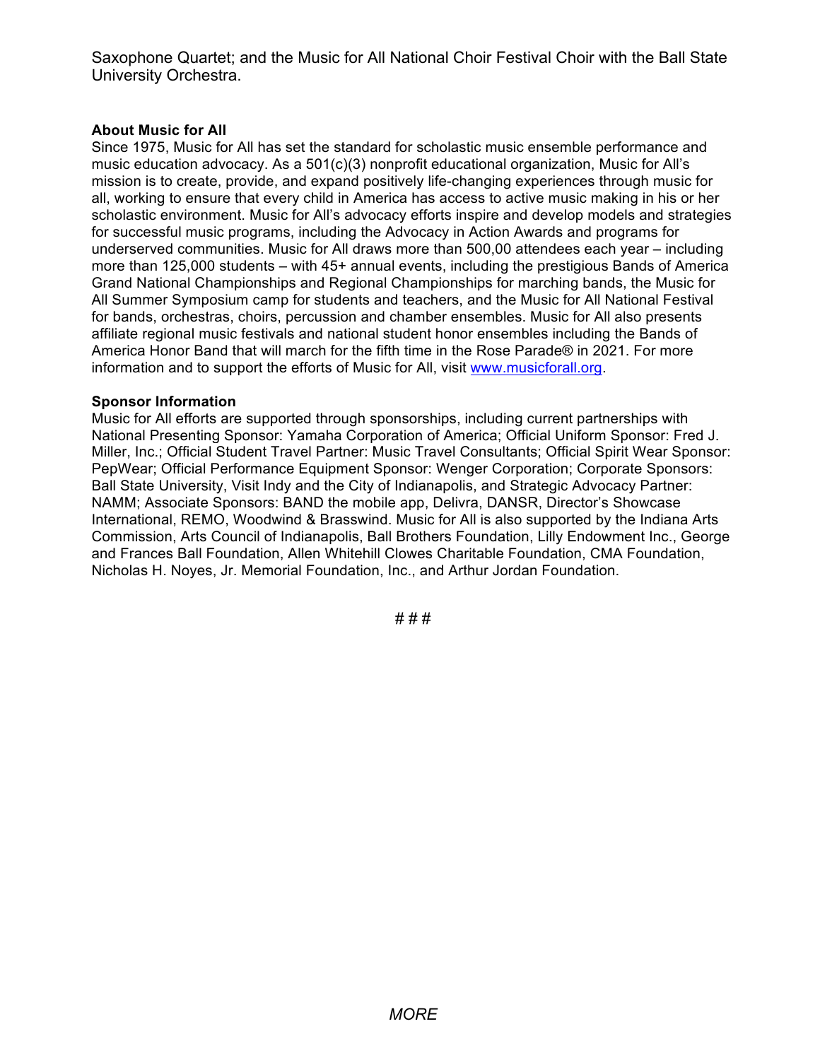Saxophone Quartet; and the Music for All National Choir Festival Choir with the Ball State University Orchestra.

**About Music for All**

Since 1975, Music for All has set the standard for scholastic music ensemble performance and music education advocacy. As a 501(c)(3) nonprofit educational organization, Music for All's mission is to create, provide, and expand positively life-changing experiences through music for all, working to ensure that every child in America has access to active music making in his or her scholastic environment. Music for All's advocacy efforts inspire and develop models and strategies for successful music programs, including the Advocacy in Action Awards and programs for underserved communities. Music for All draws more than 500,00 attendees each year – including more than 125,000 students – with 45+ annual events, including the prestigious Bands of America Grand National Championships and Regional Championships for marching bands, the Music for All Summer Symposium camp for students and teachers, and the Music for All National Festival for bands, orchestras, choirs, percussion and chamber ensembles. Music for All also presents affiliate regional music festivals and national student honor ensembles including the Bands of America Honor Band that will march for the fifth time in the Rose Parade® in 2021. For more information and to support the efforts of Music for All, visit www.musicforall.org.

**Sponsor Information**

Music for All efforts are supported through sponsorships, including current partnerships with National Presenting Sponsor: Yamaha Corporation of America; Official Uniform Sponsor: Fred J. Miller, Inc.; Official Student Travel Partner: Music Travel Consultants; Official Spirit Wear Sponsor: PepWear; Official Performance Equipment Sponsor: Wenger Corporation; Corporate Sponsors: Ball State University, Visit Indy and the City of Indianapolis, and Strategic Advocacy Partner: NAMM; Associate Sponsors: BAND the mobile app, Delivra, DANSR, Director's Showcase International, REMO, Woodwind & Brasswind. Music for All is also supported by the Indiana Arts Commission, Arts Council of Indianapolis, Ball Brothers Foundation, Lilly Endowment Inc., George and Frances Ball Foundation, Allen Whitehill Clowes Charitable Foundation, CMA Foundation, Nicholas H. Noyes, Jr. Memorial Foundation, Inc., and Arthur Jordan Foundation.

# # #

*MORE*